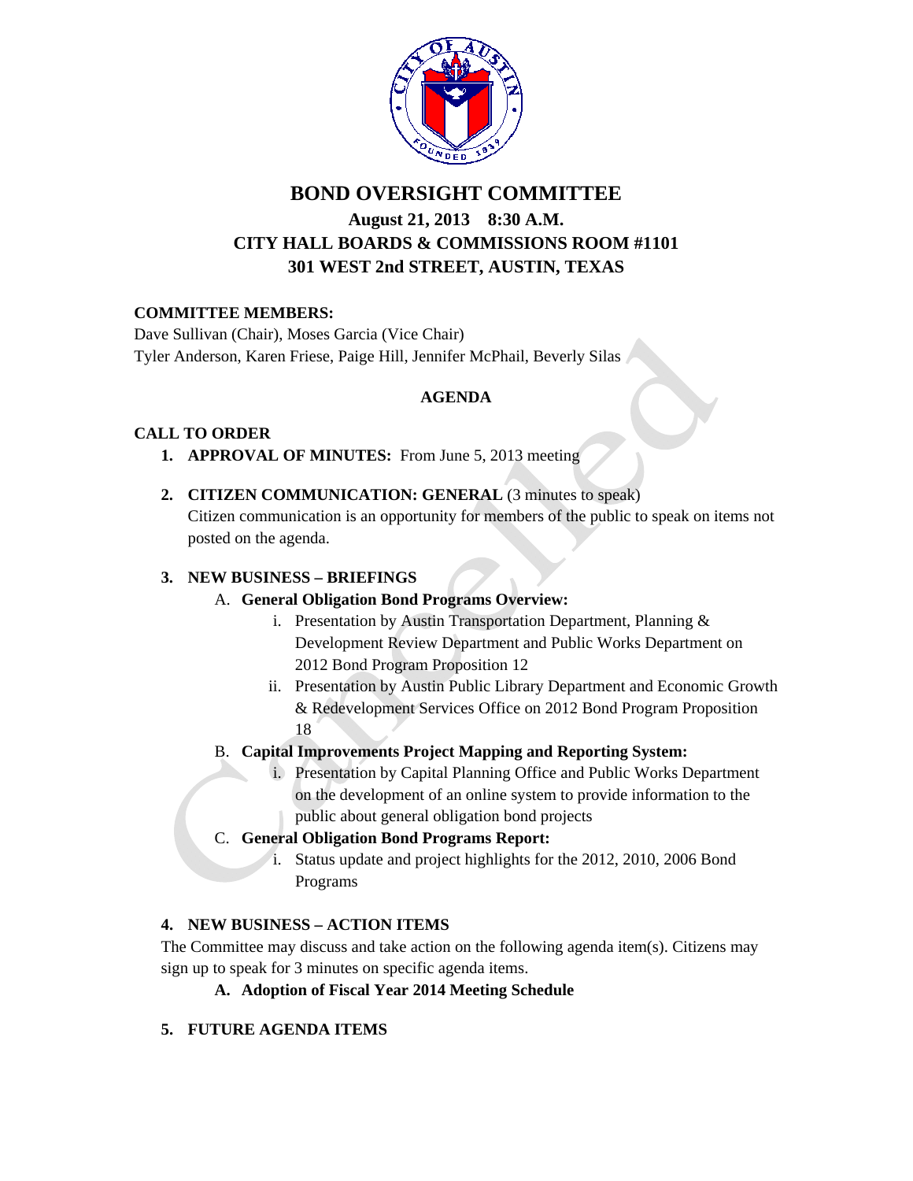# BOND OVERSIGHT COMMITTEE

## August 21, 2013 8:30 A.M.
## CITY HALL BOARDS & COMMISSIONS ROOM #1101
## 301 WEST 2nd STREET, AUSTIN, TEXAS

**COMMITTEE MEMBERS:**

Dave Sullivan (Chair), Moses Garcia (Vice Chair)
Tyler Anderson, Karen Friese, Paige Hill, Jennifer McPhail, Beverly Silas

**AGENDA**

**CALL TO ORDER**

1. **APPROVAL OF MINUTES:** From June 5, 2013 meeting

2. **CITIZEN COMMUNICATION: GENERAL** (3 minutes to speak)
   Citizen communication is an opportunity for members of the public to speak on items not posted on the agenda.

3. **NEW BUSINESS – BRIEFINGS**
   A. **General Obligation Bond Programs Overview:**
      i. Presentation by Austin Transportation Department, Planning & Development Review Department and Public Works Department on 2012 Bond Program Proposition 12
      ii. Presentation by Austin Public Library Department and Economic Growth & Redevelopment Services Office on 2012 Bond Program Proposition 18

   B. **Capital Improvements Project Mapping and Reporting System:**
      i. Presentation by Capital Planning Office and Public Works Department on the development of an online system to provide information to the public about general obligation bond projects

   C. **General Obligation Bond Programs Report:**
      i. Status update and project highlights for the 2012, 2010, 2006 Bond Programs

4. **NEW BUSINESS – ACTION ITEMS**
   The Committee may discuss and take action on the following agenda item(s). Citizens may sign up to speak for 3 minutes on specific agenda items.
   A. **Adoption of Fiscal Year 2014 Meeting Schedule**

5. **FUTURE AGENDA ITEMS**

Cancelled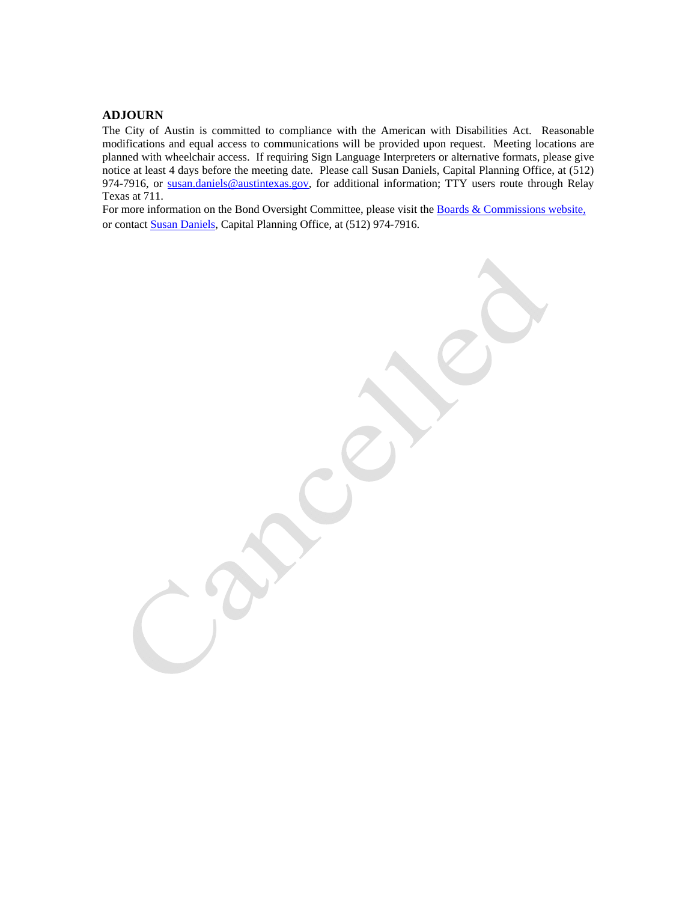**ADJOURN**

The City of Austin is committed to compliance with the American with Disabilities Act. Reasonable modifications and equal access to communications will be provided upon request. Meeting locations are planned with wheelchair access. If requiring Sign Language Interpreters or alternative formats, please give notice at least 4 days before the meeting date. Please call Susan Daniels, Capital Planning Office, at (512) 974-7916, or susan.daniels@austintexas.gov, for additional information; TTY users route through Relay Texas at 711.

For more information on the Bond Oversight Committee, please visit the Boards & Commissions website, or contact Susan Daniels, Capital Planning Office, at (512) 974-7916.

Cancelled